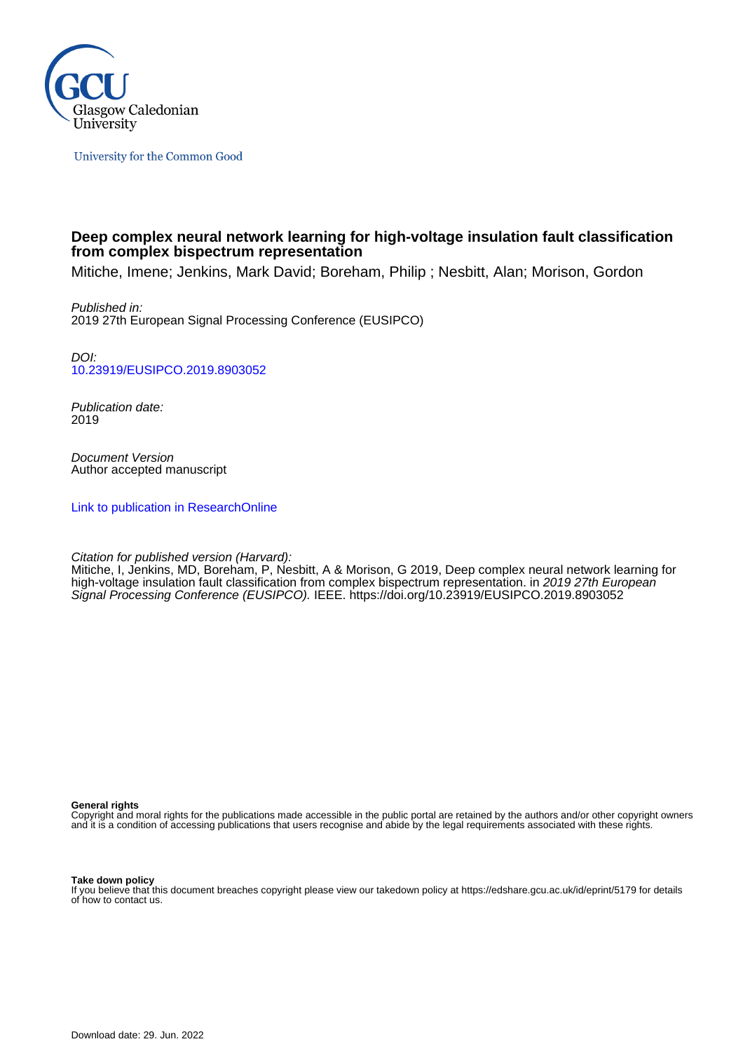Glasgow Caledonian University

University for the Common Good

# Deep complex neural network learning for high-voltage insulation fault classification from complex bispectrum representation

Mitiche, Imene; Jenkins, Mark David; Boreham, Philip ; Nesbitt, Alan; Morison, Gordon

*Published in:*
2019 27th European Signal Processing Conference (EUSIPCO)

*DOI:*
[10.23919/EUSIPCO.2019.8903052](https://doi.org/10.23919/EUSIPCO.2019.8903052)

*Publication date:*
2019

*Document Version*
Author accepted manuscript

[Link to publication in ResearchOnline](#)

*Citation for published version (Harvard):*
Mitiche, I, Jenkins, MD, Boreham, P, Nesbitt, A & Morison, G 2019, Deep complex neural network learning for high-voltage insulation fault classification from complex bispectrum representation. in *2019 27th European Signal Processing Conference (EUSIPCO).* IEEE. https://doi.org/10.23919/EUSIPCO.2019.8903052

**General rights**
Copyright and moral rights for the publications made accessible in the public portal are retained by the authors and/or other copyright owners and it is a condition of accessing publications that users recognise and abide by the legal requirements associated with these rights.

**Take down policy**
If you believe that this document breaches copyright please view our takedown policy at https://edshare.gcu.ac.uk/id/eprint/5179 for details of how to contact us.

Download date: 29. Jun. 2022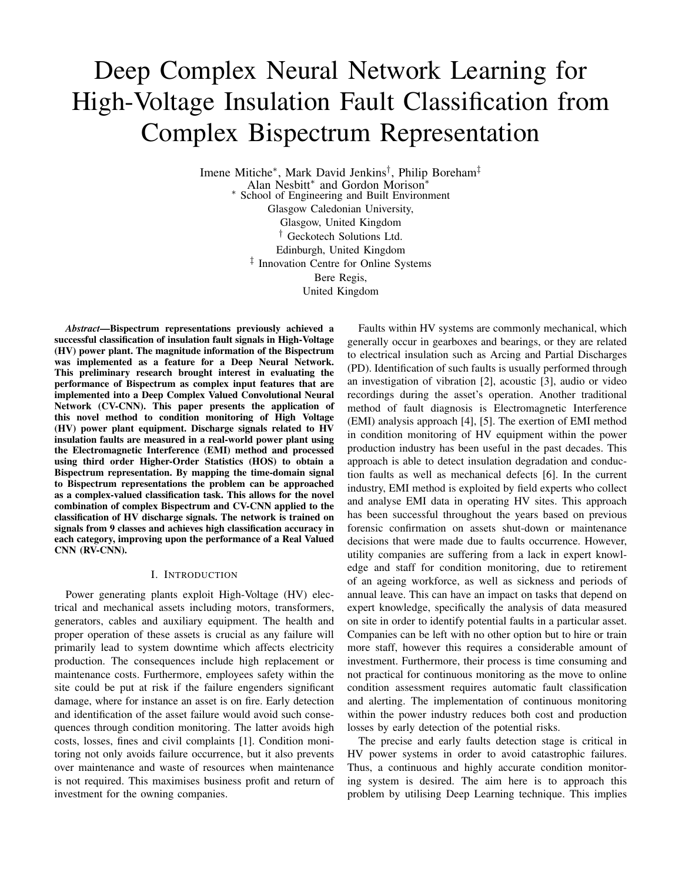# Deep Complex Neural Network Learning for High-Voltage Insulation Fault Classification from Complex Bispectrum Representation

Imene Mitiche*, Mark David Jenkins†, Philip Boreham‡
Alan Nesbitt* and Gordon Morison*

* School of Engineering and Built Environment
Glasgow Caledonian University,
Glasgow, United Kingdom

† Geckotech Solutions Ltd.
Edinburgh, United Kingdom

‡ Innovation Centre for Online Systems
Bere Regis,
United Kingdom

***Abstract*—Bispectrum representations previously achieved a successful classification of insulation fault signals in High-Voltage (HV) power plant. The magnitude information of the Bispectrum was implemented as a feature for a Deep Neural Network. This preliminary research brought interest in evaluating the performance of Bispectrum as complex input features that are implemented into a Deep Complex Valued Convolutional Neural Network (CV-CNN). This paper presents the application of this novel method to condition monitoring of High Voltage (HV) power plant equipment. Discharge signals related to HV insulation faults are measured in a real-world power plant using the Electromagnetic Interference (EMI) method and processed using third order Higher-Order Statistics (HOS) to obtain a Bispectrum representation. By mapping the time-domain signal to Bispectrum representations the problem can be approached as a complex-valued classification task. This allows for the novel combination of complex Bispectrum and CV-CNN applied to the classification of HV discharge signals. The network is trained on signals from 9 classes and achieves high classification accuracy in each category, improving upon the performance of a Real Valued CNN (RV-CNN).**

## I. Introduction

Power generating plants exploit High-Voltage (HV) electrical and mechanical assets including motors, transformers, generators, cables and auxiliary equipment. The health and proper operation of these assets is crucial as any failure will primarily lead to system downtime which affects electricity production. The consequences include high replacement or maintenance costs. Furthermore, employees safety within the site could be put at risk if the failure engenders significant damage, where for instance an asset is on fire. Early detection and identification of the asset failure would avoid such consequences through condition monitoring. The latter avoids high costs, losses, fines and civil complaints [1]. Condition monitoring not only avoids failure occurrence, but it also prevents over maintenance and waste of resources when maintenance is not required. This maximises business profit and return of investment for the owning companies.

Faults within HV systems are commonly mechanical, which generally occur in gearboxes and bearings, or they are related to electrical insulation such as Arcing and Partial Discharges (PD). Identification of such faults is usually performed through an investigation of vibration [2], acoustic [3], audio or video recordings during the asset's operation. Another traditional method of fault diagnosis is Electromagnetic Interference (EMI) analysis approach [4], [5]. The exertion of EMI method in condition monitoring of HV equipment within the power production industry has been useful in the past decades. This approach is able to detect insulation degradation and conduction faults as well as mechanical defects [6]. In the current industry, EMI method is exploited by field experts who collect and analyse EMI data in operating HV sites. This approach has been successful throughout the years based on previous forensic confirmation on assets shut-down or maintenance decisions that were made due to faults occurrence. However, utility companies are suffering from a lack in expert knowledge and staff for condition monitoring, due to retirement of an ageing workforce, as well as sickness and periods of annual leave. This can have an impact on tasks that depend on expert knowledge, specifically the analysis of data measured on site in order to identify potential faults in a particular asset. Companies can be left with no other option but to hire or train more staff, however this requires a considerable amount of investment. Furthermore, their process is time consuming and not practical for continuous monitoring as the move to online condition assessment requires automatic fault classification and alerting. The implementation of continuous monitoring within the power industry reduces both cost and production losses by early detection of the potential risks.

The precise and early faults detection stage is critical in HV power systems in order to avoid catastrophic failures. Thus, a continuous and highly accurate condition monitoring system is desired. The aim here is to approach this problem by utilising Deep Learning technique. This implies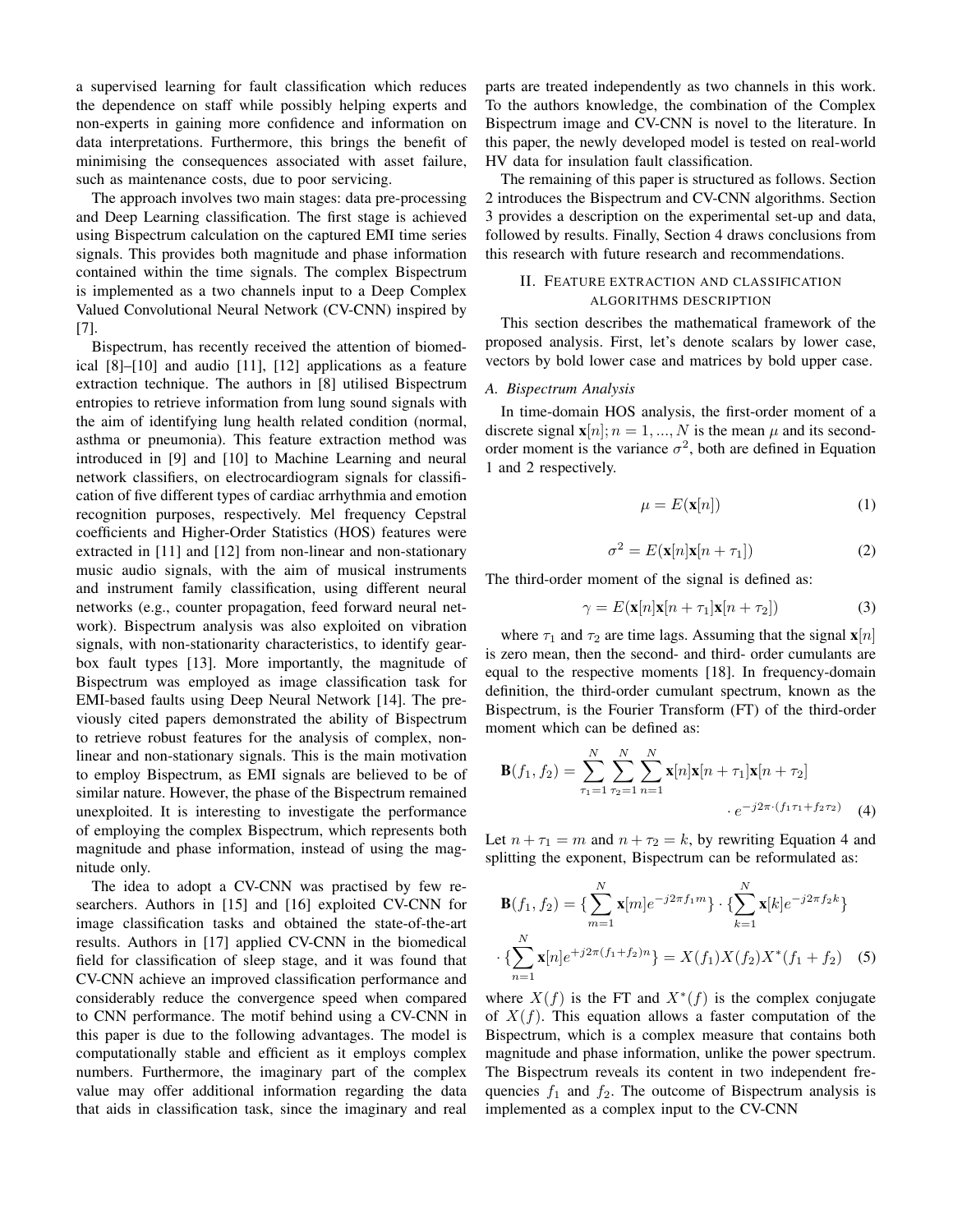a supervised learning for fault classification which reduces the dependence on staff while possibly helping experts and non-experts in gaining more confidence and information on data interpretations. Furthermore, this brings the benefit of minimising the consequences associated with asset failure, such as maintenance costs, due to poor servicing.

The approach involves two main stages: data pre-processing and Deep Learning classification. The first stage is achieved using Bispectrum calculation on the captured EMI time series signals. This provides both magnitude and phase information contained within the time signals. The complex Bispectrum is implemented as a two channels input to a Deep Complex Valued Convolutional Neural Network (CV-CNN) inspired by [7].

Bispectrum, has recently received the attention of biomedical [8]–[10] and audio [11], [12] applications as a feature extraction technique. The authors in [8] utilised Bispectrum entropies to retrieve information from lung sound signals with the aim of identifying lung health related condition (normal, asthma or pneumonia). This feature extraction method was introduced in [9] and [10] to Machine Learning and neural network classifiers, on electrocardiogram signals for classification of five different types of cardiac arrhythmia and emotion recognition purposes, respectively. Mel frequency Cepstral coefficients and Higher-Order Statistics (HOS) features were extracted in [11] and [12] from non-linear and non-stationary music audio signals, with the aim of musical instruments and instrument family classification, using different neural networks (e.g., counter propagation, feed forward neural network). Bispectrum analysis was also exploited on vibration signals, with non-stationarity characteristics, to identify gearbox fault types [13]. More importantly, the magnitude of Bispectrum was employed as image classification task for EMI-based faults using Deep Neural Network [14]. The previously cited papers demonstrated the ability of Bispectrum to retrieve robust features for the analysis of complex, non-linear and non-stationary signals. This is the main motivation to employ Bispectrum, as EMI signals are believed to be of similar nature. However, the phase of the Bispectrum remained unexploited. It is interesting to investigate the performance of employing the complex Bispectrum, which represents both magnitude and phase information, instead of using the magnitude only.

The idea to adopt a CV-CNN was practised by few researchers. Authors in [15] and [16] exploited CV-CNN for image classification tasks and obtained the state-of-the-art results. Authors in [17] applied CV-CNN in the biomedical field for classification of sleep stage, and it was found that CV-CNN achieve an improved classification performance and considerably reduce the convergence speed when compared to CNN performance. The motif behind using a CV-CNN in this paper is due to the following advantages. The model is computationally stable and efficient as it employs complex numbers. Furthermore, the imaginary part of the complex value may offer additional information regarding the data that aids in classification task, since the imaginary and real parts are treated independently as two channels in this work. To the authors knowledge, the combination of the Complex Bispectrum image and CV-CNN is novel to the literature. In this paper, the newly developed model is tested on real-world HV data for insulation fault classification.

The remaining of this paper is structured as follows. Section 2 introduces the Bispectrum and CV-CNN algorithms. Section 3 provides a description on the experimental set-up and data, followed by results. Finally, Section 4 draws conclusions from this research with future research and recommendations.

## II. Feature extraction and classification algorithms description

This section describes the mathematical framework of the proposed analysis. First, let's denote scalars by lower case, vectors by bold lower case and matrices by bold upper case.

### A. Bispectrum Analysis

In time-domain HOS analysis, the first-order moment of a discrete signal $\mathbf{x}[n]; n = 1, ..., N$ is the mean $\mu$ and its second-order moment is the variance $\sigma^2$, both are defined in Equation 1 and 2 respectively.

$$\mu = E(\mathbf{x}[n]) \tag{1}$$

$$\sigma^2 = E(\mathbf{x}[n]\mathbf{x}[n+\tau_1]) \tag{2}$$

The third-order moment of the signal is defined as:

$$\gamma = E(\mathbf{x}[n]\mathbf{x}[n+\tau_1]\mathbf{x}[n+\tau_2]) \tag{3}$$

where $\tau_1$ and $\tau_2$ are time lags. Assuming that the signal $\mathbf{x}[n]$ is zero mean, then the second- and third- order cumulants are equal to the respective moments [18]. In frequency-domain definition, the third-order cumulant spectrum, known as the Bispectrum, is the Fourier Transform (FT) of the third-order moment which can be defined as:

$$\mathbf{B}(f_1, f_2) = \sum_{\tau_1=1}^{N}\sum_{\tau_2=1}^{N}\sum_{n=1}^{N}\mathbf{x}[n]\mathbf{x}[n+\tau_1]\mathbf{x}[n+\tau_2] \cdot e^{-j2\pi\cdot(f_1\tau_1+f_2\tau_2)} \tag{4}$$

Let $n+\tau_1 = m$ and $n+\tau_2 = k$, by rewriting Equation 4 and splitting the exponent, Bispectrum can be reformulated as:

$$\mathbf{B}(f_1, f_2) = \{\sum_{m=1}^{N}\mathbf{x}[m]e^{-j2\pi f_1 m}\}\cdot\{\sum_{k=1}^{N}\mathbf{x}[k]e^{-j2\pi f_2 k}\} \cdot\{\sum_{n=1}^{N}\mathbf{x}[n]e^{+j2\pi(f_1+f_2)n}\} = X(f_1)X(f_2)X^*(f_1+f_2) \tag{5}$$

where $X(f)$ is the FT and $X^*(f)$ is the complex conjugate of $X(f)$. This equation allows a faster computation of the Bispectrum, which is a complex measure that contains both magnitude and phase information, unlike the power spectrum. The Bispectrum reveals its content in two independent frequencies $f_1$ and $f_2$. The outcome of Bispectrum analysis is implemented as a complex input to the CV-CNN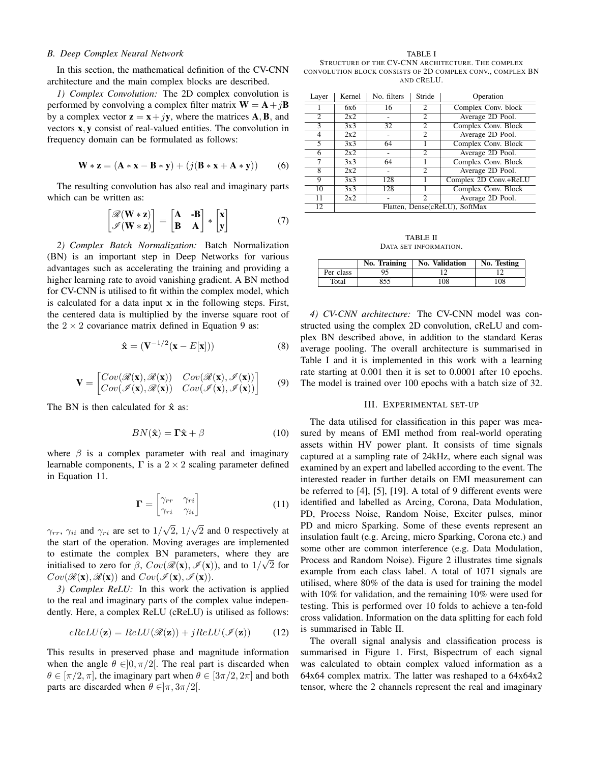### B. Deep Complex Neural Network

In this section, the mathematical definition of the CV-CNN architecture and the main complex blocks are described.

*1) Complex Convolution:* The 2D complex convolution is performed by convolving a complex filter matrix $\mathbf{W} = \mathbf{A} + j\mathbf{B}$ by a complex vector $\mathbf{z} = \mathbf{x} + j\mathbf{y}$, where the matrices $\mathbf{A}, \mathbf{B}$, and vectors $\mathbf{x}, \mathbf{y}$ consist of real-valued entities. The convolution in frequency domain can be formulated as follows:

$$\mathbf{W} * \mathbf{z} = (\mathbf{A} * \mathbf{x} - \mathbf{B} * \mathbf{y}) + (j(\mathbf{B} * \mathbf{x} + \mathbf{A} * \mathbf{y})) \tag{6}$$

The resulting convolution has also real and imaginary parts which can be written as:

$$\begin{bmatrix} \mathscr{R}(\mathbf{W} * \mathbf{z}) \\ \mathscr{I}(\mathbf{W} * \mathbf{z}) \end{bmatrix} = \begin{bmatrix} \mathbf{A} & \mathbf{-B} \\ \mathbf{B} & \mathbf{A} \end{bmatrix} * \begin{bmatrix} \mathbf{x} \\ \mathbf{y} \end{bmatrix} \tag{7}$$

*2) Complex Batch Normalization:* Batch Normalization (BN) is an important step in Deep Networks for various advantages such as accelerating the training and providing a higher learning rate to avoid vanishing gradient. A BN method for CV-CNN is utilised to fit within the complex model, which is calculated for a data input $\mathbf{x}$ in the following steps. First, the centered data is multiplied by the inverse square root of the $2 \times 2$ covariance matrix defined in Equation 9 as:

$$\hat{\mathbf{x}} = (\mathbf{V}^{-1/2}(\mathbf{x} - E[\mathbf{x}])) \tag{8}$$

$$\mathbf{V} = \begin{bmatrix} Cov(\mathscr{R}(\mathbf{x}), \mathscr{R}(\mathbf{x})) & Cov(\mathscr{R}(\mathbf{x}), \mathscr{I}(\mathbf{x})) \\ Cov(\mathscr{I}(\mathbf{x}), \mathscr{R}(\mathbf{x})) & Cov(\mathscr{I}(\mathbf{x}), \mathscr{I}(\mathbf{x})) \end{bmatrix} \tag{9}$$

The BN is then calculated for $\hat{\mathbf{x}}$ as:

$$BN(\hat{\mathbf{x}}) = \mathbf{\Gamma}\hat{\mathbf{x}} + \beta \tag{10}$$

where $\beta$ is a complex parameter with real and imaginary learnable components, $\mathbf{\Gamma}$ is a $2 \times 2$ scaling parameter defined in Equation 11.

$$\mathbf{\Gamma} = \begin{bmatrix} \gamma_{rr} & \gamma_{ri} \\ \gamma_{ri} & \gamma_{ii} \end{bmatrix} \tag{11}$$

$\gamma_{rr}$, $\gamma_{ii}$ and $\gamma_{ri}$ are set to $1/\sqrt{2}$, $1/\sqrt{2}$ and 0 respectively at the start of the operation. Moving averages are implemented to estimate the complex BN parameters, where they are initialised to zero for $\beta$, $Cov(\mathscr{R}(\mathbf{x}), \mathscr{I}(\mathbf{x}))$, and to $1/\sqrt{2}$ for $Cov(\mathscr{R}(\mathbf{x}), \mathscr{R}(\mathbf{x}))$ and $Cov(\mathscr{I}(\mathbf{x}), \mathscr{I}(\mathbf{x}))$.

*3) Complex ReLU:* In this work the activation is applied to the real and imaginary parts of the complex value independently. Here, a complex ReLU (cReLU) is utilised as follows:

$$cReLU(\mathbf{z}) = ReLU(\mathscr{R}(\mathbf{z})) + jReLU(\mathscr{I}(\mathbf{z})) \tag{12}$$

This results in preserved phase and magnitude information when the angle $\theta \in ]0, \pi/2[$. The real part is discarded when $\theta \in [\pi/2, \pi]$, the imaginary part when $\theta \in [3\pi/2, 2\pi]$ and both parts are discarded when $\theta \in ]\pi, 3\pi/2[$.

TABLE I
STRUCTURE OF THE CV-CNN ARCHITECTURE. THE COMPLEX CONVOLUTION BLOCK CONSISTS OF 2D COMPLEX CONV., COMPLEX BN AND CRELU.

| Layer | Kernel | No. filters | Stride | Operation |
|---|---|---|---|---|
| 1 | 6x6 | 16 | 2 | Complex Conv. block |
| 2 | 2x2 | - | 2 | Average 2D Pool. |
| 3 | 3x3 | 32 | 2 | Complex Conv. Block |
| 4 | 2x2 | - | 2 | Average 2D Pool. |
| 5 | 3x3 | 64 | 1 | Complex Conv. Block |
| 6 | 2x2 | - | 2 | Average 2D Pool. |
| 7 | 3x3 | 64 | 1 | Complex Conv. Block |
| 8 | 2x2 | - | 2 | Average 2D Pool. |
| 9 | 3x3 | 128 | 1 | Complex 2D Conv.+ReLU |
| 10 | 3x3 | 128 | 1 | Complex Conv. Block |
| 11 | 2x2 | - | 2 | Average 2D Pool. |
| 12 | Flatten, Dense(cReLU), SoftMax | | | |

TABLE II
DATA SET INFORMATION.

| | No. Training | No. Validation | No. Testing |
|---|---|---|---|
| Per class | 95 | 12 | 12 |
| Total | 855 | 108 | 108 |

*4) CV-CNN architecture:* The CV-CNN model was constructed using the complex 2D convolution, cReLU and complex BN described above, in addition to the standard Keras average pooling. The overall architecture is summarised in Table I and it is implemented in this work with a learning rate starting at 0.001 then it is set to 0.0001 after 10 epochs. The model is trained over 100 epochs with a batch size of 32.

## III. EXPERIMENTAL SET-UP

The data utilised for classification in this paper was measured by means of EMI method from real-world operating assets within HV power plant. It consists of time signals captured at a sampling rate of 24kHz, where each signal was examined by an expert and labelled according to the event. The interested reader in further details on EMI measurement can be referred to [4], [5], [19]. A total of 9 different events were identified and labelled as Arcing, Corona, Data Modulation, PD, Process Noise, Random Noise, Exciter pulses, minor PD and micro Sparking. Some of these events represent an insulation fault (e.g. Arcing, micro Sparking, Corona etc.) and some other are common interference (e.g. Data Modulation, Process and Random Noise). Figure 2 illustrates time signals example from each class label. A total of 1071 signals are utilised, where 80% of the data is used for training the model with 10% for validation, and the remaining 10% were used for testing. This is performed over 10 folds to achieve a ten-fold cross validation. Information on the data splitting for each fold is summarised in Table II.

The overall signal analysis and classification process is summarised in Figure 1. First, Bispectrum of each signal was calculated to obtain complex valued information as a 64x64 complex matrix. The latter was reshaped to a 64x64x2 tensor, where the 2 channels represent the real and imaginary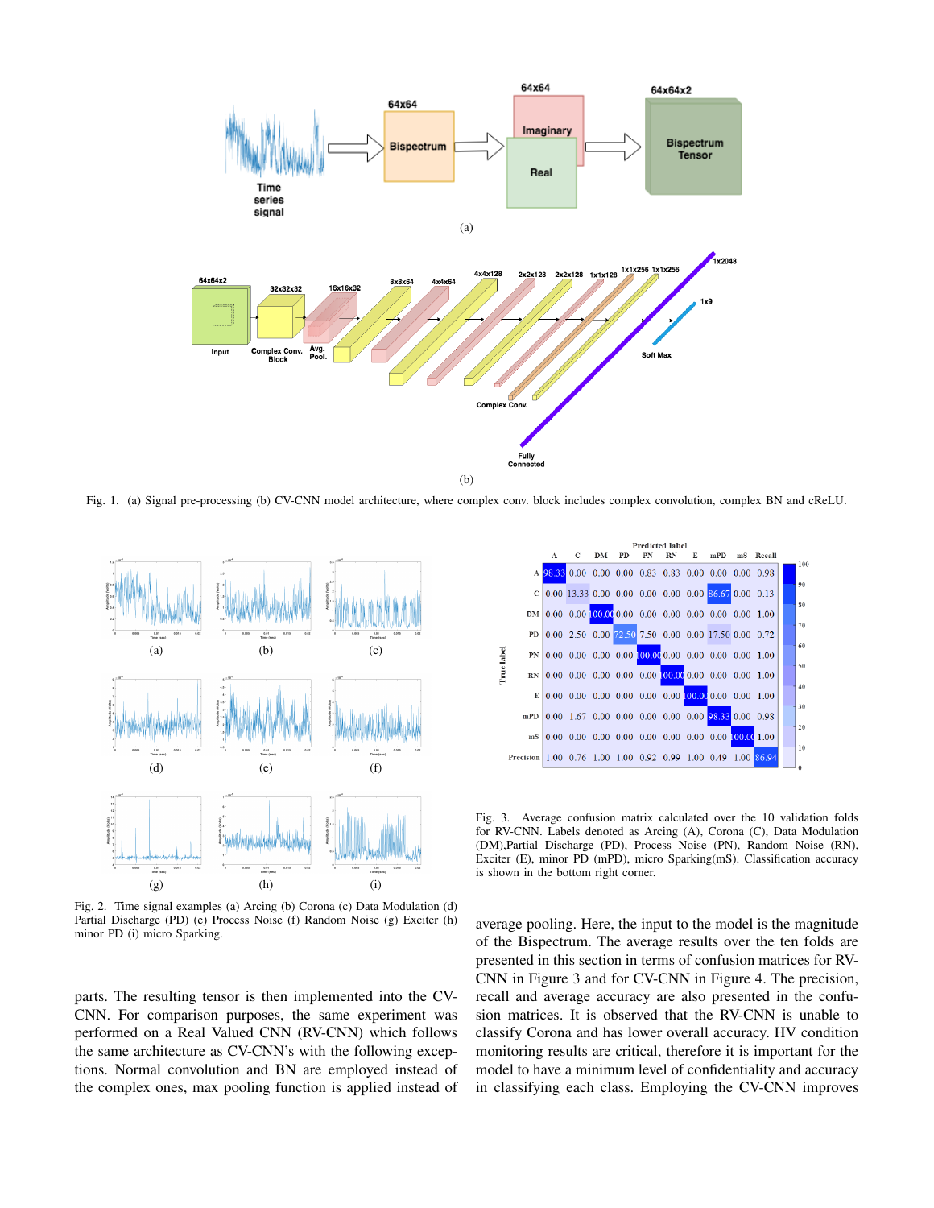Fig. 1. (a) Signal pre-processing (b) CV-CNN model architecture, where complex conv. block includes complex convolution, complex BN and cReLU.

Fig. 2. Time signal examples (a) Arcing (b) Corona (c) Data Modulation (d) Partial Discharge (PD) (e) Process Noise (f) Random Noise (g) Exciter (h) minor PD (i) micro Sparking.

| True label \ Predicted label | A | C | DM | PD | PN | RN | E | mPD | mS | Recall |
|---|---|---|---|---|---|---|---|---|---|---|
| A | 98.33 | 0.00 | 0.00 | 0.00 | 0.83 | 0.83 | 0.00 | 0.00 | 0.00 | 0.98 |
| C | 0.00 | 13.33 | 0.00 | 0.00 | 0.00 | 0.00 | 0.00 | 86.67 | 0.00 | 0.13 |
| DM | 0.00 | 0.00 | 100.00 | 0.00 | 0.00 | 0.00 | 0.00 | 0.00 | 0.00 | 1.00 |
| PD | 0.00 | 2.50 | 0.00 | 72.50 | 7.50 | 0.00 | 0.00 | 17.50 | 0.00 | 0.72 |
| PN | 0.00 | 0.00 | 0.00 | 0.00 | 100.00 | 0.00 | 0.00 | 0.00 | 0.00 | 1.00 |
| RN | 0.00 | 0.00 | 0.00 | 0.00 | 0.00 | 100.00 | 0.00 | 0.00 | 0.00 | 1.00 |
| E | 0.00 | 0.00 | 0.00 | 0.00 | 0.00 | 0.00 | 100.00 | 0.00 | 0.00 | 1.00 |
| mPD | 0.00 | 1.67 | 0.00 | 0.00 | 0.00 | 0.00 | 0.00 | 98.33 | 0.00 | 0.98 |
| mS | 0.00 | 0.00 | 0.00 | 0.00 | 0.00 | 0.00 | 0.00 | 0.00 | 100.00 | 1.00 |
| Precision | 1.00 | 0.76 | 1.00 | 1.00 | 0.92 | 0.99 | 1.00 | 0.49 | 1.00 | 86.94 |

Fig. 3. Average confusion matrix calculated over the 10 validation folds for RV-CNN. Labels denoted as Arcing (A), Corona (C), Data Modulation (DM),Partial Discharge (PD), Process Noise (PN), Random Noise (RN), Exciter (E), minor PD (mPD), micro Sparking(mS). Classification accuracy is shown in the bottom right corner.

parts. The resulting tensor is then implemented into the CV-CNN. For comparison purposes, the same experiment was performed on a Real Valued CNN (RV-CNN) which follows the same architecture as CV-CNN's with the following exceptions. Normal convolution and BN are employed instead of the complex ones, max pooling function is applied instead of average pooling. Here, the input to the model is the magnitude of the Bispectrum. The average results over the ten folds are presented in this section in terms of confusion matrices for RV-CNN in Figure 3 and for CV-CNN in Figure 4. The precision, recall and average accuracy are also presented in the confusion matrices. It is observed that the RV-CNN is unable to classify Corona and has lower overall accuracy. HV condition monitoring results are critical, therefore it is important for the model to have a minimum level of confidentiality and accuracy in classifying each class. Employing the CV-CNN improves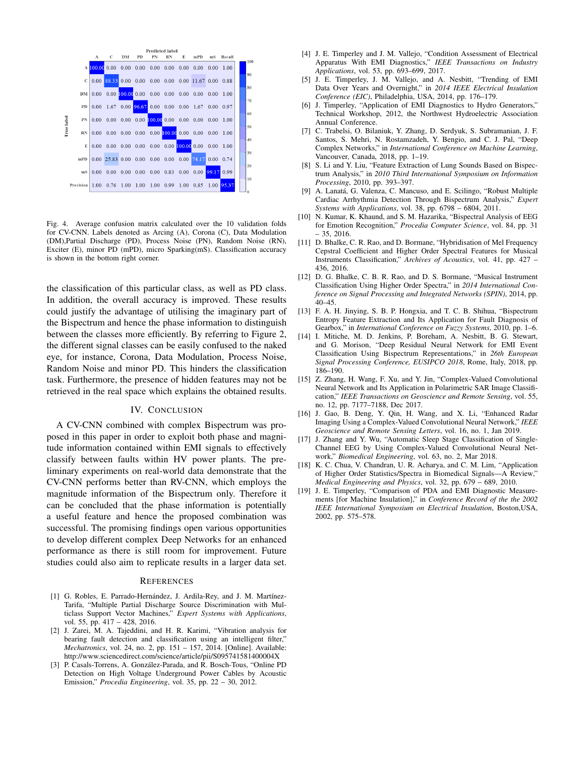Predicted label

| True label | A | C | DM | PD | PN | RN | E | mPD | mS | Recall |
|---|---|---|---|---|---|---|---|---|---|---|
| A | 100.00 | 0.00 | 0.00 | 0.00 | 0.00 | 0.00 | 0.00 | 0.00 | 0.00 | 1.00 |
| C | 0.00 | 88.33 | 0.00 | 0.00 | 0.00 | 0.00 | 0.00 | 11.67 | 0.00 | 0.88 |
| DM | 0.00 | 0.00 | 100.00 | 0.00 | 0.00 | 0.00 | 0.00 | 0.00 | 0.00 | 1.00 |
| PD | 0.00 | 1.67 | 0.00 | 96.67 | 0.00 | 0.00 | 0.00 | 1.67 | 0.00 | 0.97 |
| PN | 0.00 | 0.00 | 0.00 | 0.00 | 100.00 | 0.00 | 0.00 | 0.00 | 0.00 | 1.00 |
| RN | 0.00 | 0.00 | 0.00 | 0.00 | 0.00 | 100.00 | 0.00 | 0.00 | 0.00 | 1.00 |
| E | 0.00 | 0.00 | 0.00 | 0.00 | 0.00 | 0.00 | 100.00 | 0.00 | 0.00 | 1.00 |
| mPD | 0.00 | 25.83 | 0.00 | 0.00 | 0.00 | 0.00 | 0.00 | 74.17 | 0.00 | 0.74 |
| mS | 0.00 | 0.00 | 0.00 | 0.00 | 0.00 | 0.83 | 0.00 | 0.00 | 99.17 | 0.99 |
| Precision | 1.00 | 0.76 | 1.00 | 1.00 | 1.00 | 0.99 | 1.00 | 0.85 | 1.00 | 95.37 |

100
90
80
70
60
50
40
30
20
10
0

Fig. 4. Average confusion matrix calculated over the 10 validation folds for CV-CNN. Labels denoted as Arcing (A), Corona (C), Data Modulation (DM),Partial Discharge (PD), Process Noise (PN), Random Noise (RN), Exciter (E), minor PD (mPD), micro Sparking(mS). Classification accuracy is shown in the bottom right corner.

the classification of this particular class, as well as PD class. In addition, the overall accuracy is improved. These results could justify the advantage of utilising the imaginary part of the Bispectrum and hence the phase information to distinguish between the classes more efficiently. By referring to Figure 2, the different signal classes can be easily confused to the naked eye, for instance, Corona, Data Modulation, Process Noise, Random Noise and minor PD. This hinders the classification task. Furthermore, the presence of hidden features may not be retrieved in the real space which explains the obtained results.

## IV. Conclusion

A CV-CNN combined with complex Bispectrum was proposed in this paper in order to exploit both phase and magnitude information contained within EMI signals to effectively classify between faults within HV power plants. The preliminary experiments on real-world data demonstrate that the CV-CNN performs better than RV-CNN, which employs the magnitude information of the Bispectrum only. Therefore it can be concluded that the phase information is potentially a useful feature and hence the proposed combination was successful. The promising findings open various opportunities to develop different complex Deep Networks for an enhanced performance as there is still room for improvement. Future studies could also aim to replicate results in a larger data set.

## References

[1] G. Robles, E. Parrado-Hernández, J. Ardila-Rey, and J. M. Martínez-Tarifa, "Multiple Partial Discharge Source Discrimination with Multiclass Support Vector Machines," *Expert Systems with Applications*, vol. 55, pp. 417 – 428, 2016.

[2] J. Zarei, M. A. Tajeddini, and H. R. Karimi, "Vibration analysis for bearing fault detection and classification using an intelligent filter," *Mechatronics*, vol. 24, no. 2, pp. 151 – 157, 2014. [Online]. Available: http://www.sciencedirect.com/science/article/pii/S095741581400004X

[3] P. Casals-Torrens, A. González-Parada, and R. Bosch-Tous, "Online PD Detection on High Voltage Underground Power Cables by Acoustic Emission," *Procedia Engineering*, vol. 35, pp. 22 – 30, 2012.

[4] J. E. Timperley and J. M. Vallejo, "Condition Assessment of Electrical Apparatus With EMI Diagnostics," *IEEE Transactions on Industry Applications*, vol. 53, pp. 693–699, 2017.

[5] J. E. Timperley, J. M. Vallejo, and A. Nesbitt, "Trending of EMI Data Over Years and Overnight," in *2014 IEEE Electrical Insulation Conference (EIC)*, Philadelphia, USA, 2014, pp. 176–179.

[6] J. Timperley, "Application of EMI Diagnostics to Hydro Generators," Technical Workshop, 2012, the Northwest Hydroelectric Association Annual Conference.

[7] C. Trabelsi, O. Bilaniuk, Y. Zhang, D. Serdyuk, S. Subramanian, J. F. Santos, S. Mehri, N. Rostamzadeh, Y. Bengio, and C. J. Pal, "Deep Complex Networks," in *International Conference on Machine Learning*, Vancouver, Canada, 2018, pp. 1–19.

[8] S. Li and Y. Liu, "Feature Extraction of Lung Sounds Based on Bispectrum Analysis," in *2010 Third International Symposium on Information Processing*, 2010, pp. 393–397.

[9] A. Lanatá, G. Valenza, C. Mancuso, and E. Scilingo, "Robust Multiple Cardiac Arrhythmia Detection Through Bispectrum Analysis," *Expert Systems with Applications*, vol. 38, pp. 6798 – 6804, 2011.

[10] N. Kumar, K. Khaund, and S. M. Hazarika, "Bispectral Analysis of EEG for Emotion Recognition," *Procedia Computer Science*, vol. 84, pp. 31 – 35, 2016.

[11] D. Bhalke, C. R. Rao, and D. Bormane, "Hybridisation of Mel Frequency Cepstral Coefficient and Higher Order Spectral Features for Musical Instruments Classification," *Archives of Acoustics*, vol. 41, pp. 427 – 436, 2016.

[12] D. G. Bhalke, C. B. R. Rao, and D. S. Bormane, "Musical Instrument Classification Using Higher Order Spectra," in *2014 International Conference on Signal Processing and Integrated Networks (SPIN)*, 2014, pp. 40–45.

[13] F. A. H. Jinying, S. B. P. Hongxia, and T. C. B. Shihua, "Bispectrum Entropy Feature Extraction and Its Application for Fault Diagnosis of Gearbox," in *International Conference on Fuzzy Systems*, 2010, pp. 1–6.

[14] I. Mitiche, M. D. Jenkins, P. Boreham, A. Nesbitt, B. G. Stewart, and G. Morison, "Deep Residual Neural Network for EMI Event Classification Using Bispectrum Representations," in *26th European Signal Processing Conference, EUSIPCO 2018*, Rome, Italy, 2018, pp. 186–190.

[15] Z. Zhang, H. Wang, F. Xu, and Y. Jin, "Complex-Valued Convolutional Neural Network and Its Application in Polarimetric SAR Image Classification," *IEEE Transactions on Geoscience and Remote Sensing*, vol. 55, no. 12, pp. 7177–7188, Dec 2017.

[16] J. Gao, B. Deng, Y. Qin, H. Wang, and X. Li, "Enhanced Radar Imaging Using a Complex-Valued Convolutional Neural Network," *IEEE Geoscience and Remote Sensing Letters*, vol. 16, no. 1, Jan 2019.

[17] J. Zhang and Y. Wu, "Automatic Sleep Stage Classification of Single-Channel EEG by Using Complex-Valued Convolutional Neural Network," *Biomedical Engineering*, vol. 63, no. 2, Mar 2018.

[18] K. C. Chua, V. Chandran, U. R. Acharya, and C. M. Lim, "Application of Higher Order Statistics/Spectra in Biomedical Signals—A Review," *Medical Engineering and Physics*, vol. 32, pp. 679 – 689, 2010.

[19] J. E. Timperley, "Comparison of PDA and EMI Diagnostic Measurements [for Machine Insulation]," in *Conference Record of the the 2002 IEEE International Symposium on Electrical Insulation*, Boston,USA, 2002, pp. 575–578.